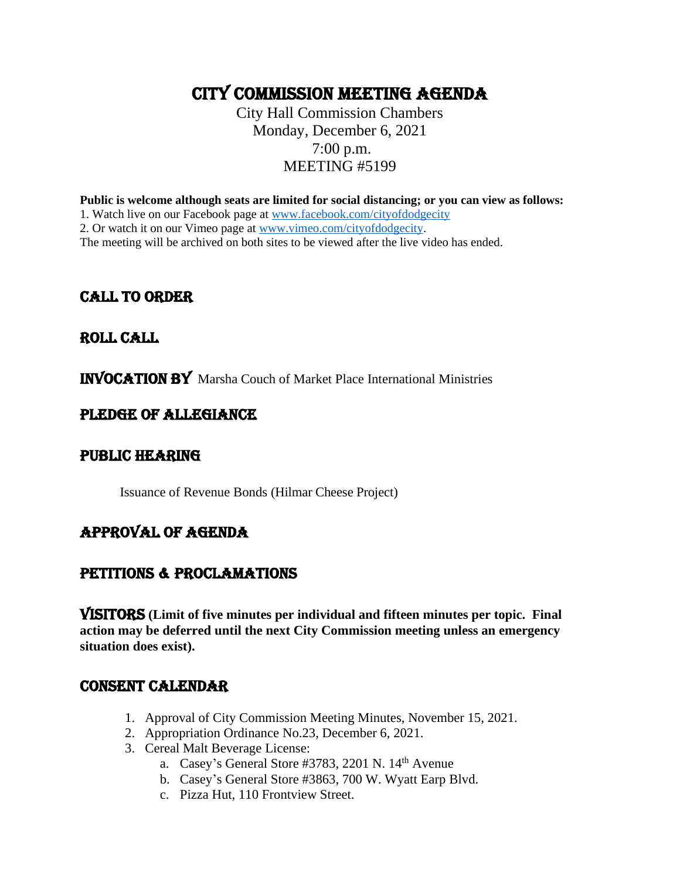# City Commission Meeting Agenda

City Hall Commission Chambers
Monday, December 6, 2021
7:00 p.m.
MEETING #5199

**Public is welcome although seats are limited for social distancing; or you can view as follows:**

1. Watch live on our Facebook page at www.facebook.com/cityofdodgecity
2. Or watch it on our Vimeo page at www.vimeo.com/cityofdodgecity.

The meeting will be archived on both sites to be viewed after the live video has ended.

## CALL TO ORDER

## ROLL CALL

## INVOCATION BY Marsha Couch of Market Place International Ministries

## PLEDGE OF ALLEGIANCE

## PUBLIC HEARING

Issuance of Revenue Bonds (Hilmar Cheese Project)

## APPROVAL OF AGENDA

## PETITIONS & PROCLAMATIONS

## VISITORS

**(Limit of five minutes per individual and fifteen minutes per topic. Final action may be deferred until the next City Commission meeting unless an emergency situation does exist).**

## CONSENT CALENDAR

1. Approval of City Commission Meeting Minutes, November 15, 2021.
2. Appropriation Ordinance No.23, December 6, 2021.
3. Cereal Malt Beverage License:
   a. Casey's General Store #3783, 2201 N. 14th Avenue
   b. Casey's General Store #3863, 700 W. Wyatt Earp Blvd.
   c. Pizza Hut, 110 Frontview Street.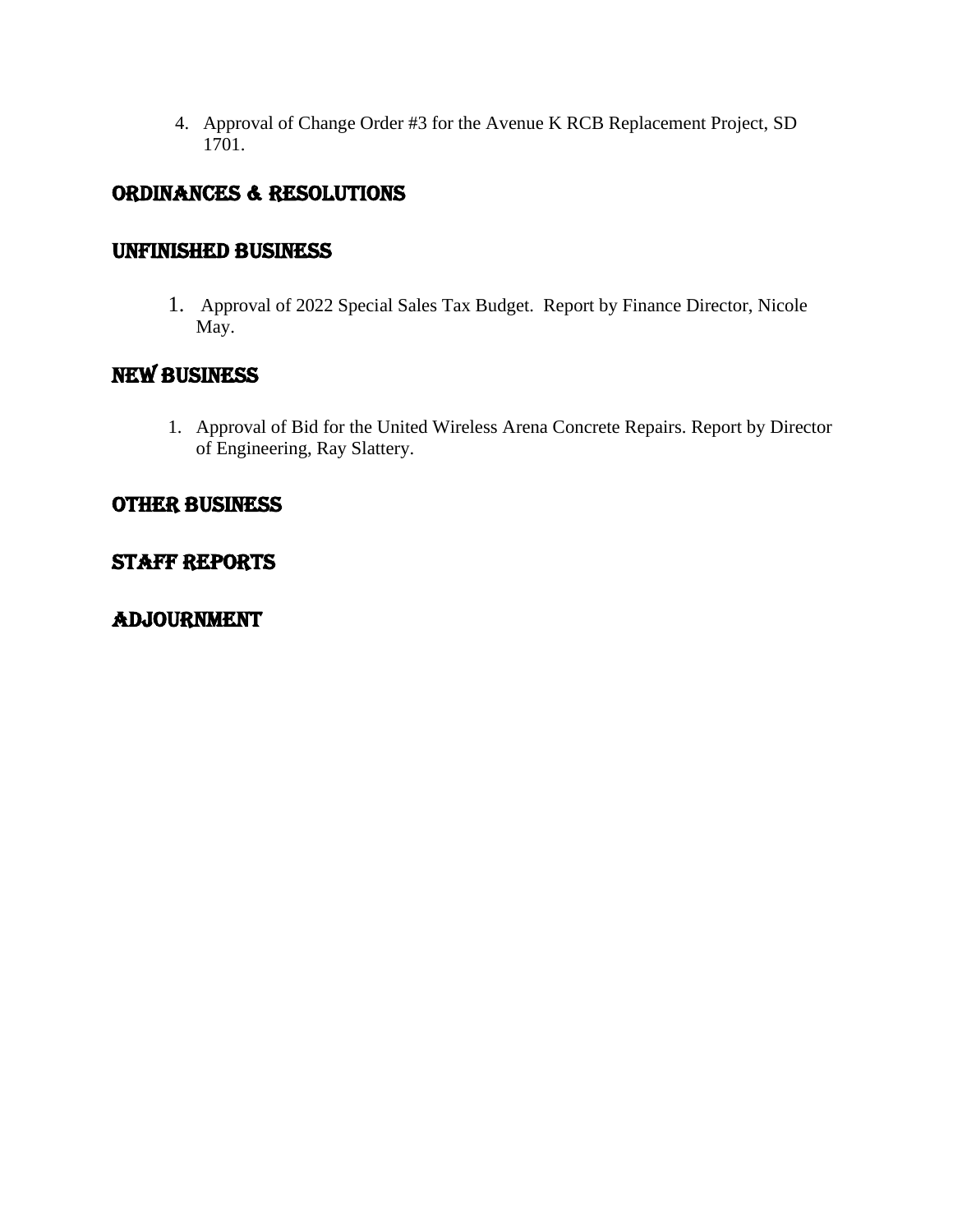4. Approval of Change Order #3 for the Avenue K RCB Replacement Project, SD 1701.

## ORDINANCES & RESOLUTIONS

## UNFINISHED BUSINESS

1. Approval of 2022 Special Sales Tax Budget. Report by Finance Director, Nicole May.

## NEW BUSINESS

1. Approval of Bid for the United Wireless Arena Concrete Repairs. Report by Director of Engineering, Ray Slattery.

## OTHER BUSINESS

## STAFF REPORTS

## ADJOURNMENT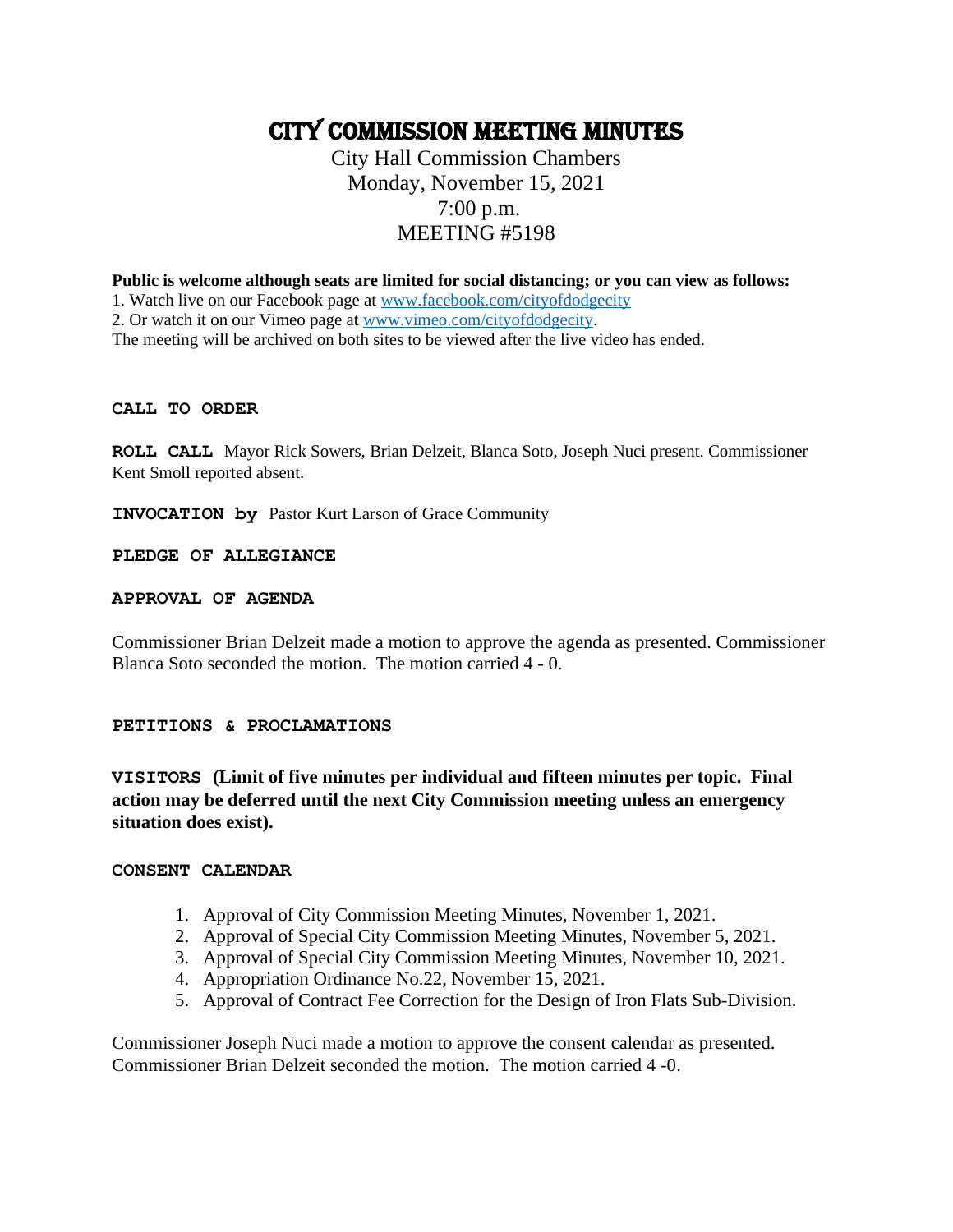# City Commission Meeting Minutes

City Hall Commission Chambers
Monday, November 15, 2021
7:00 p.m.
MEETING #5198

**Public is welcome although seats are limited for social distancing; or you can view as follows:**
1. Watch live on our Facebook page at www.facebook.com/cityofdodgecity
2. Or watch it on our Vimeo page at www.vimeo.com/cityofdodgecity.
The meeting will be archived on both sites to be viewed after the live video has ended.

**CALL TO ORDER**

**ROLL CALL** Mayor Rick Sowers, Brian Delzeit, Blanca Soto, Joseph Nuci present. Commissioner Kent Smoll reported absent.

**INVOCATION by** Pastor Kurt Larson of Grace Community

**PLEDGE OF ALLEGIANCE**

**APPROVAL OF AGENDA**

Commissioner Brian Delzeit made a motion to approve the agenda as presented. Commissioner Blanca Soto seconded the motion. The motion carried 4 - 0.

**PETITIONS & PROCLAMATIONS**

**VISITORS (Limit of five minutes per individual and fifteen minutes per topic. Final action may be deferred until the next City Commission meeting unless an emergency situation does exist).**

**CONSENT CALENDAR**

1. Approval of City Commission Meeting Minutes, November 1, 2021.
2. Approval of Special City Commission Meeting Minutes, November 5, 2021.
3. Approval of Special City Commission Meeting Minutes, November 10, 2021.
4. Appropriation Ordinance No.22, November 15, 2021.
5. Approval of Contract Fee Correction for the Design of Iron Flats Sub-Division.

Commissioner Joseph Nuci made a motion to approve the consent calendar as presented. Commissioner Brian Delzeit seconded the motion. The motion carried 4 -0.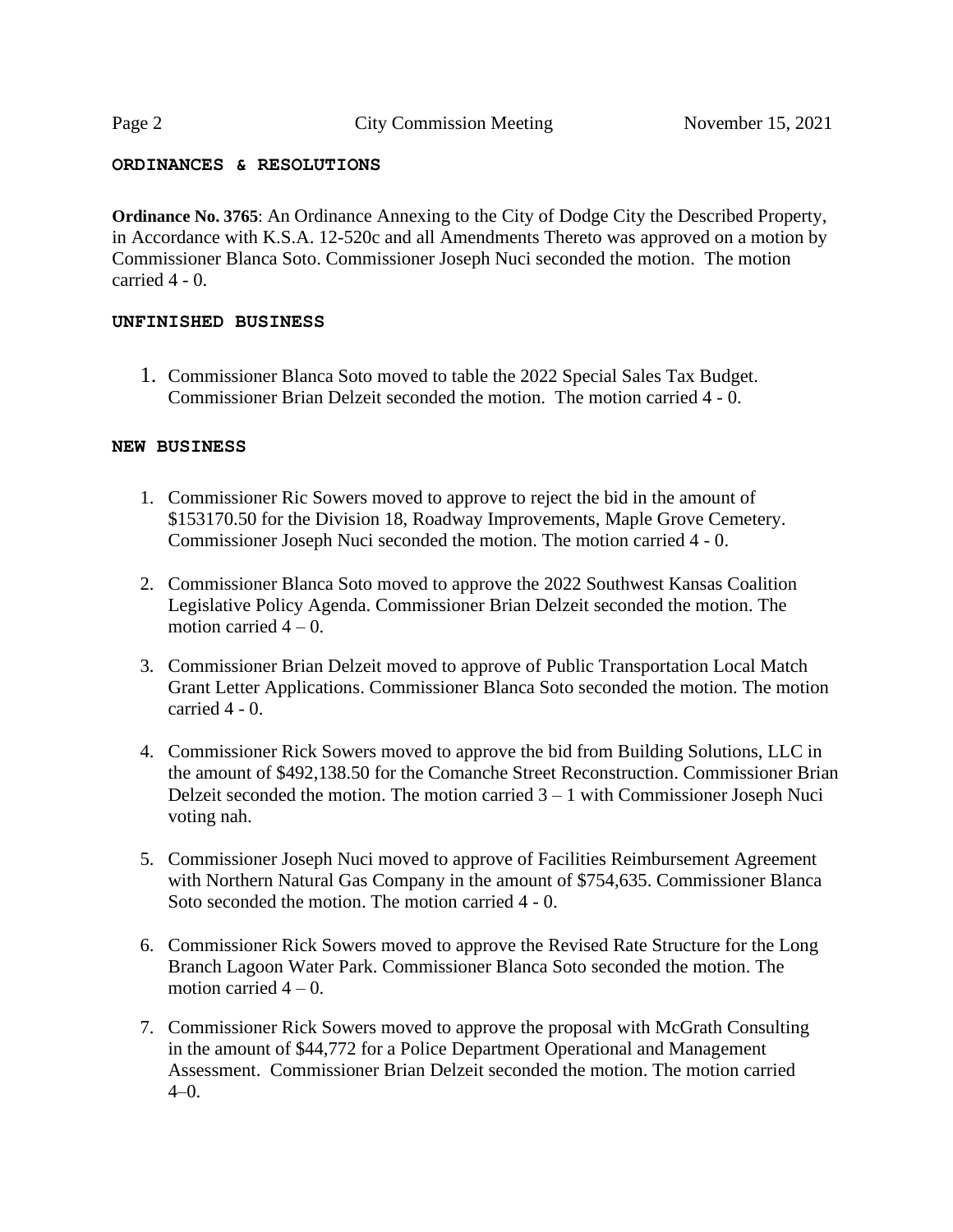## ORDINANCES & RESOLUTIONS

**Ordinance No. 3765**: An Ordinance Annexing to the City of Dodge City the Described Property, in Accordance with K.S.A. 12-520c and all Amendments Thereto was approved on a motion by Commissioner Blanca Soto. Commissioner Joseph Nuci seconded the motion. The motion carried 4 - 0.

## UNFINISHED BUSINESS

1. Commissioner Blanca Soto moved to table the 2022 Special Sales Tax Budget. Commissioner Brian Delzeit seconded the motion. The motion carried 4 - 0.

## NEW BUSINESS

1. Commissioner Ric Sowers moved to approve to reject the bid in the amount of $153170.50 for the Division 18, Roadway Improvements, Maple Grove Cemetery. Commissioner Joseph Nuci seconded the motion. The motion carried 4 - 0.

2. Commissioner Blanca Soto moved to approve the 2022 Southwest Kansas Coalition Legislative Policy Agenda. Commissioner Brian Delzeit seconded the motion. The motion carried 4 – 0.

3. Commissioner Brian Delzeit moved to approve of Public Transportation Local Match Grant Letter Applications. Commissioner Blanca Soto seconded the motion. The motion carried 4 - 0.

4. Commissioner Rick Sowers moved to approve the bid from Building Solutions, LLC in the amount of $492,138.50 for the Comanche Street Reconstruction. Commissioner Brian Delzeit seconded the motion. The motion carried 3 – 1 with Commissioner Joseph Nuci voting nah.

5. Commissioner Joseph Nuci moved to approve of Facilities Reimbursement Agreement with Northern Natural Gas Company in the amount of $754,635. Commissioner Blanca Soto seconded the motion. The motion carried 4 - 0.

6. Commissioner Rick Sowers moved to approve the Revised Rate Structure for the Long Branch Lagoon Water Park. Commissioner Blanca Soto seconded the motion. The motion carried 4 – 0.

7. Commissioner Rick Sowers moved to approve the proposal with McGrath Consulting in the amount of $44,772 for a Police Department Operational and Management Assessment. Commissioner Brian Delzeit seconded the motion. The motion carried 4–0.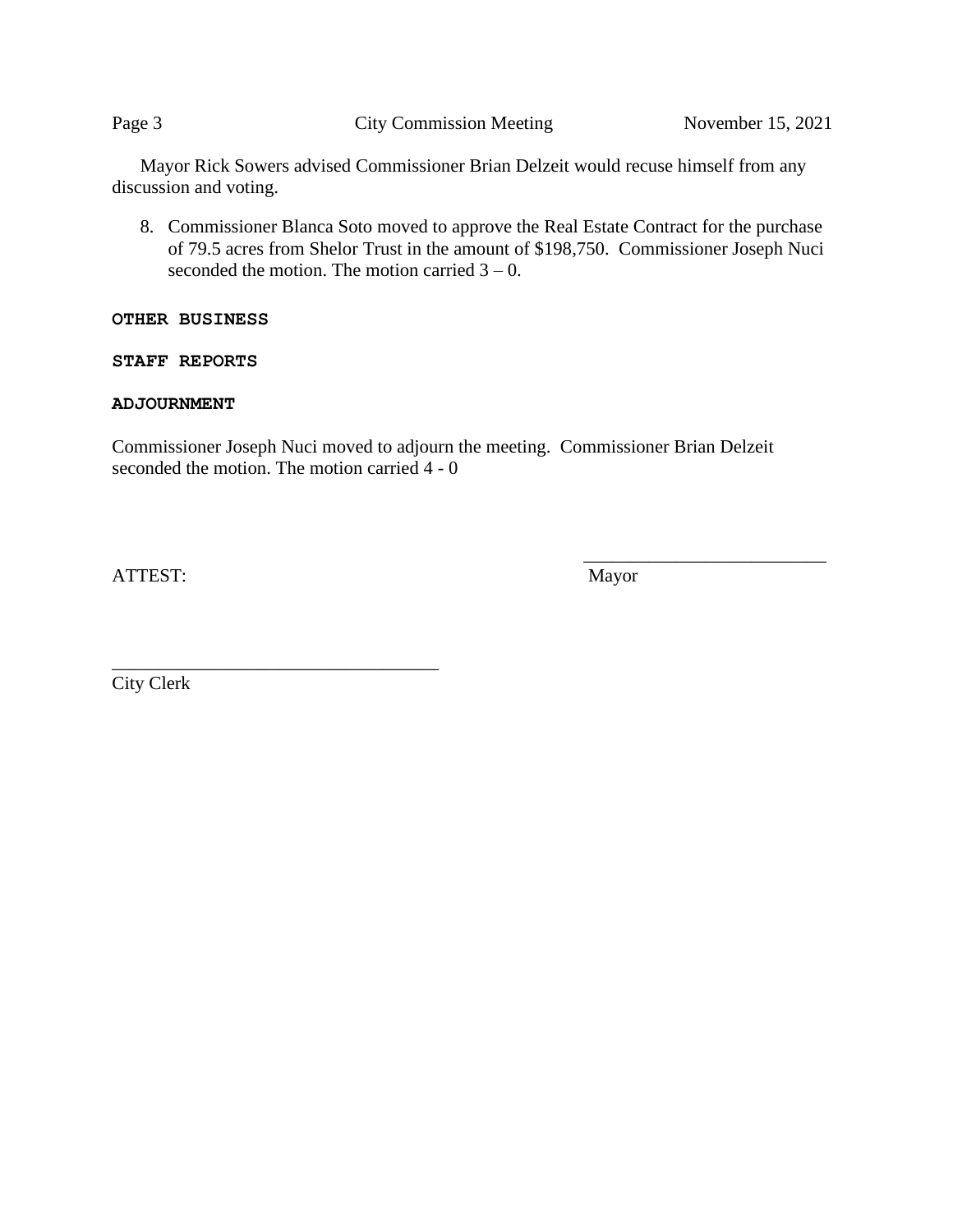Mayor Rick Sowers advised Commissioner Brian Delzeit would recuse himself from any discussion and voting.

8. Commissioner Blanca Soto moved to approve the Real Estate Contract for the purchase of 79.5 acres from Shelor Trust in the amount of $198,750. Commissioner Joseph Nuci seconded the motion. The motion carried 3 – 0.

**OTHER BUSINESS**

**STAFF REPORTS**

**ADJOURNMENT**

Commissioner Joseph Nuci moved to adjourn the meeting. Commissioner Brian Delzeit seconded the motion. The motion carried 4 - 0

ATTEST:

___________________________
Mayor

___________________________________
City Clerk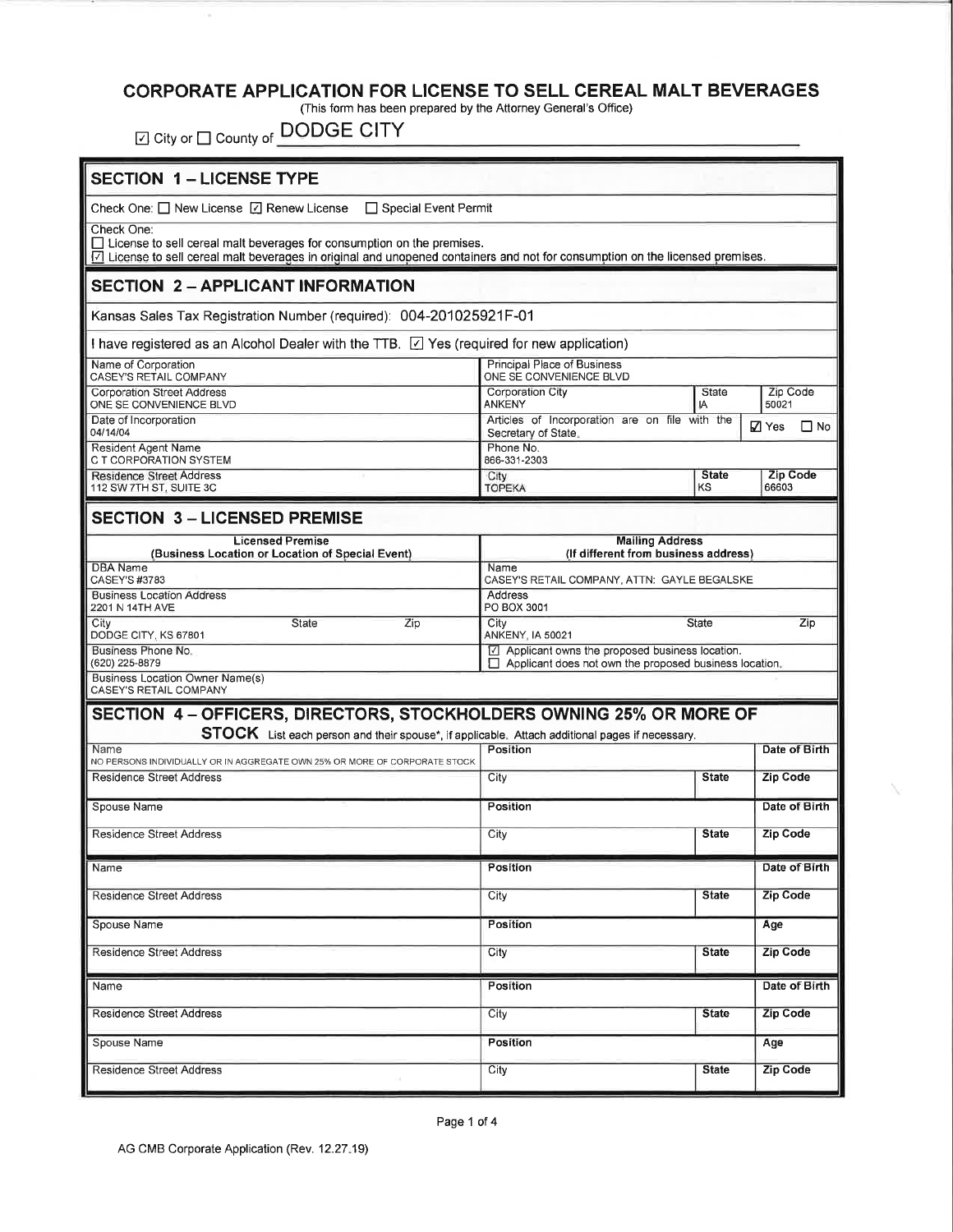# CORPORATE APPLICATION FOR LICENSE TO SELL CEREAL MALT BEVERAGES

(This form has been prepared by the Attorney General's Office)

☑ City or ☐ County of DODGE CITY

## SECTION 1 – LICENSE TYPE

Check One: ☐ New License ☑ Renew License ☐ Special Event Permit

Check One:
☐ License to sell cereal malt beverages for consumption on the premises.
☑ License to sell cereal malt beverages in original and unopened containers and not for consumption on the licensed premises.

## SECTION 2 – APPLICANT INFORMATION

Kansas Sales Tax Registration Number (required): 004-201025921F-01

I have registered as an Alcohol Dealer with the TTB. ☑ Yes (required for new application)

| Name of Corporation<br>CASEY'S RETAIL COMPANY | Principal Place of Business<br>ONE SE CONVENIENCE BLVD | | |
|---|---|---|---|
| Corporation Street Address<br>ONE SE CONVENIENCE BLVD | Corporation City<br>ANKENY | State<br>IA | Zip Code<br>50021 |
| Date of Incorporation<br>04/14/04 | Articles of Incorporation are on file with the Secretary of State. | | ☑ Yes ☐ No |
| Resident Agent Name<br>C T CORPORATION SYSTEM | Phone No.<br>866-331-2303 | | |
| Residence Street Address<br>112 SW 7TH ST, SUITE 3C | City<br>TOPEKA | State<br>KS | Zip Code<br>66603 |

## SECTION 3 – LICENSED PREMISE

| Licensed Premise (Business Location or Location of Special Event) | Mailing Address (If different from business address) |
|---|---|
| DBA Name<br>CASEY'S #3783 | Name<br>CASEY'S RETAIL COMPANY, ATTN: GAYLE BEGALSKE |
| Business Location Address<br>2201 N 14TH AVE | Address<br>PO BOX 3001 |
| City / State / Zip<br>DODGE CITY, KS 67801 | City / State / Zip<br>ANKENY, IA 50021 |
| Business Phone No.<br>(620) 225-8879 | ☑ Applicant owns the proposed business location.<br>☐ Applicant does not own the proposed business location. |
| Business Location Owner Name(s)<br>CASEY'S RETAIL COMPANY | |

## SECTION 4 – OFFICERS, DIRECTORS, STOCKHOLDERS OWNING 25% OR MORE OF STOCK

List each person and their spouse*, if applicable. Attach additional pages if necessary.

| Name<br>NO PERSONS INDIVIDUALLY OR IN AGGREGATE OWN 25% OR MORE OF CORPORATE STOCK | Position | | Date of Birth |
|---|---|---|---|
| Residence Street Address | City | State | Zip Code |
| Spouse Name | Position | | Date of Birth |
| Residence Street Address | City | State | Zip Code |

| Name | Position | | Date of Birth |
|---|---|---|---|
| Residence Street Address | City | State | Zip Code |
| Spouse Name | Position | | Age |
| Residence Street Address | City | State | Zip Code |

| Name | Position | | Date of Birth |
|---|---|---|---|
| Residence Street Address | City | State | Zip Code |
| Spouse Name | Position | | Age |
| Residence Street Address | City | State | Zip Code |

AG CMB Corporate Application (Rev. 12.27.19)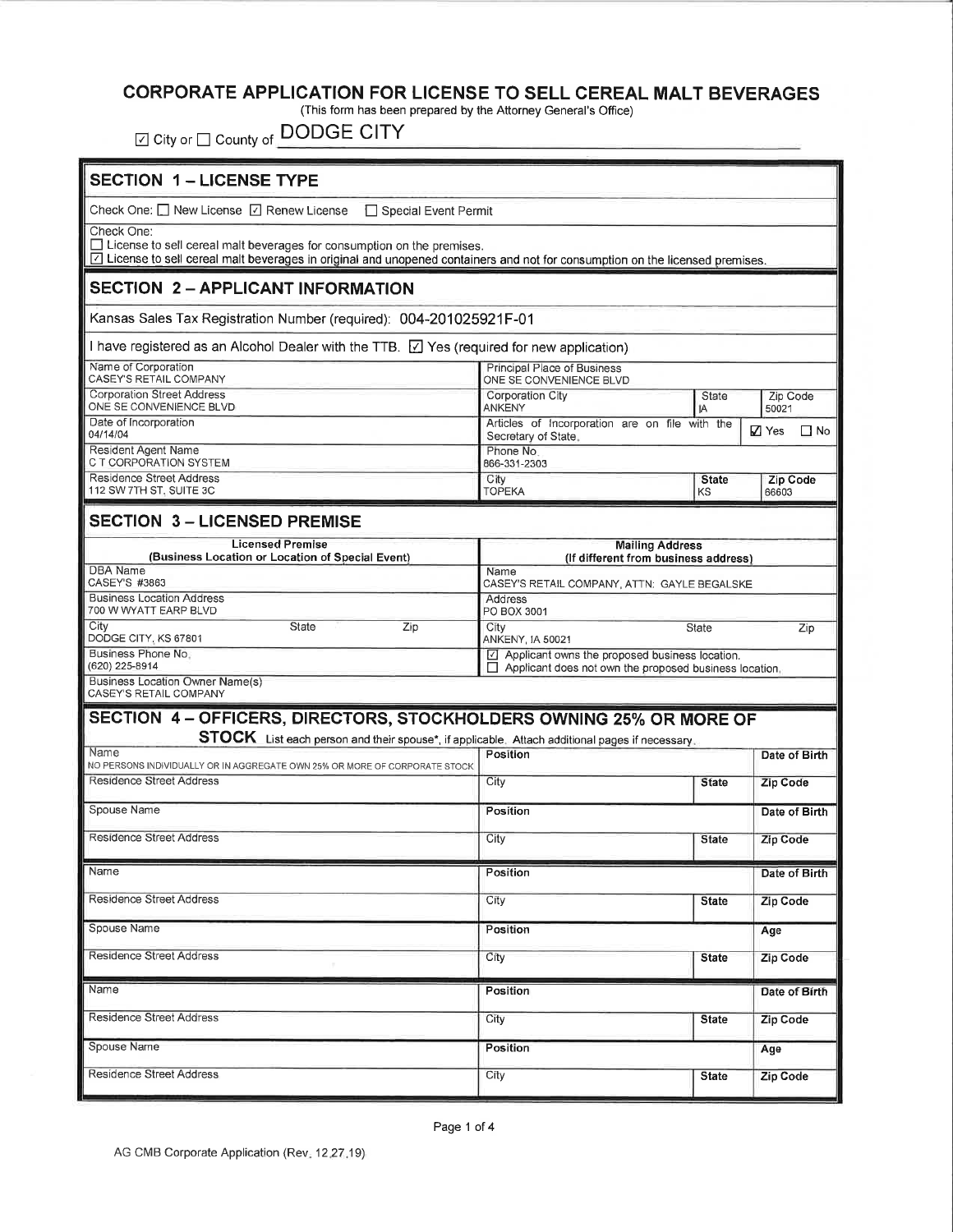# CORPORATE APPLICATION FOR LICENSE TO SELL CEREAL MALT BEVERAGES

(This form has been prepared by the Attorney General's Office)

☑ City or ☐ County of DODGE CITY

## SECTION 1 – LICENSE TYPE

Check One: ☐ New License ☑ Renew License ☐ Special Event Permit

Check One:
☐ License to sell cereal malt beverages for consumption on the premises.
☑ License to sell cereal malt beverages in original and unopened containers and not for consumption on the licensed premises.

## SECTION 2 – APPLICANT INFORMATION

Kansas Sales Tax Registration Number (required): 004-201025921F-01

I have registered as an Alcohol Dealer with the TTB. ☑ Yes (required for new application)

| Name of Corporation<br>CASEY'S RETAIL COMPANY | Principal Place of Business<br>ONE SE CONVENIENCE BLVD | | |
|---|---|---|---|
| Corporation Street Address<br>ONE SE CONVENIENCE BLVD | Corporation City<br>ANKENY | State<br>IA | Zip Code<br>50021 |
| Date of Incorporation<br>04/14/04 | Articles of Incorporation are on file with the Secretary of State. | | ☑ Yes ☐ No |
| Resident Agent Name<br>C T CORPORATION SYSTEM | Phone No.<br>866-331-2303 | | |
| Residence Street Address<br>112 SW 7TH ST, SUITE 3C | City<br>TOPEKA | State<br>KS | Zip Code<br>66603 |

## SECTION 3 – LICENSED PREMISE

| Licensed Premise<br>(Business Location or Location of Special Event) | Mailing Address<br>(If different from business address) |
|---|---|
| DBA Name<br>CASEY'S #3863 | Name<br>CASEY'S RETAIL COMPANY, ATTN: GAYLE BEGALSKE |
| Business Location Address<br>700 W WYATT EARP BLVD | Address<br>PO BOX 3001 |
| City / State / Zip<br>DODGE CITY, KS 67801 | City / State / Zip<br>ANKENY, IA 50021 |
| Business Phone No.<br>(620) 225-8914 | ☑ Applicant owns the proposed business location.<br>☐ Applicant does not own the proposed business location. |
| Business Location Owner Name(s)<br>CASEY'S RETAIL COMPANY | |

## SECTION 4 – OFFICERS, DIRECTORS, STOCKHOLDERS OWNING 25% OR MORE OF STOCK

List each person and their spouse*, if applicable. Attach additional pages if necessary.

| Name<br>NO PERSONS INDIVIDUALLY OR IN AGGREGATE OWN 25% OR MORE OF CORPORATE STOCK | Position | | Date of Birth |
|---|---|---|---|
| Residence Street Address | City | State | Zip Code |
| Spouse Name | Position | | Date of Birth |
| Residence Street Address | City | State | Zip Code |

| Name | Position | | Date of Birth |
|---|---|---|---|
| Residence Street Address | City | State | Zip Code |
| Spouse Name | Position | | Age |
| Residence Street Address | City | State | Zip Code |

| Name | Position | | Date of Birth |
|---|---|---|---|
| Residence Street Address | City | State | Zip Code |
| Spouse Name | Position | | Age |
| Residence Street Address | City | State | Zip Code |

AG CMB Corporate Application (Rev. 12.27.19)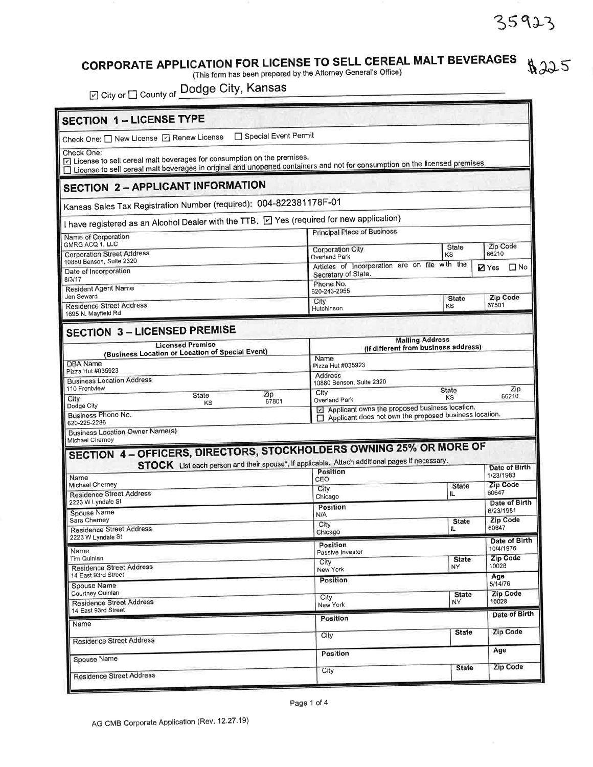35923

# CORPORATE APPLICATION FOR LICENSE TO SELL CEREAL MALT BEVERAGES

$225

(This form has been prepared by the Attorney General's Office)

☑ City or ☐ County of Dodge City, Kansas

## SECTION 1 – LICENSE TYPE

Check One: ☐ New License ☑ Renew License ☐ Special Event Permit

Check One:
☑ License to sell cereal malt beverages for consumption on the premises.
☐ License to sell cereal malt beverages in original and unopened containers and not for consumption on the licensed premises.

## SECTION 2 – APPLICANT INFORMATION

Kansas Sales Tax Registration Number (required): 004-822381178F-01

I have registered as an Alcohol Dealer with the TTB. ☑ Yes (required for new application)

| Field | Value | Field | Value | | |
|---|---|---|---|---|---|
| Name of Corporation | GMRG ACQ 1, LLC | Principal Place of Business | | | |
| Corporation Street Address | 10880 Benson, Suite 2320 | Corporation City | Overland Park | State: KS | Zip Code: 66210 |
| Date of Incorporation | 8/3/17 | Articles of Incorporation are on file with the Secretary of State. | ☑ Yes ☐ No | | |
| Resident Agent Name | Jen Seward | Phone No. | 620-243-2955 | | |
| Residence Street Address | 1695 N. Mayfield Rd | City | Hutchinson | State: KS | Zip Code: 67501 |

## SECTION 3 – LICENSED PREMISE

| Licensed Premise (Business Location or Location of Special Event) | | | Mailing Address (If different from business address) | | |
|---|---|---|---|---|---|
| DBA Name: Pizza Hut #035923 | | | Name: Pizza Hut #035923 | | |
| Business Location Address: 110 Frontview | | | Address: 10880 Benson, Suite 2320 | | |
| City: Dodge City | State: KS | Zip: 67801 | City: Overland Park | State: KS | Zip: 66210 |
| Business Phone No.: 620-225-2286 | | | ☑ Applicant owns the proposed business location. ☐ Applicant does not own the proposed business location. | | |
| Business Location Owner Name(s): Michael Cherney | | | | | |

## SECTION 4 – OFFICERS, DIRECTORS, STOCKHOLDERS OWNING 25% OR MORE OF STOCK

List each person and their spouse*, if applicable. Attach additional pages if necessary.

| Name | Position | | Date of Birth |
|---|---|---|---|
| Michael Cherney | CEO | | 1/23/1983 |
| **Residence Street Address** | **City** | **State** | **Zip Code** |
| 2223 W Lyndale St | Chicago | IL | 60647 |
| **Spouse Name** | **Position** | | **Date of Birth** |
| Sara Cherney | N/A | | 6/23/1981 |
| **Residence Street Address** | **City** | **State** | **Zip Code** |
| 2223 W Lyndale St | Chicago | IL | 60647 |
| **Name** | **Position** | | **Date of Birth** |
| Tim Quinlan | Passive Investor | | 10/4/1976 |
| **Residence Street Address** | **City** | **State** | **Zip Code** |
| 14 East 93rd Street | New York | NY | 10028 |
| **Spouse Name** | **Position** | | **Age** |
| Courtney Quinlan | | | 5/14/76 |
| **Residence Street Address** | **City** | **State** | **Zip Code** |
| 14 East 93rd Street | New York | NY | 10028 |
| **Name** | **Position** | | **Date of Birth** |
| | | | |
| **Residence Street Address** | **City** | **State** | **Zip Code** |
| | | | |
| **Spouse Name** | **Position** | | **Age** |
| | | | |
| **Residence Street Address** | **City** | **State** | **Zip Code** |
| | | | |

AG CMB Corporate Application (Rev. 12.27.19)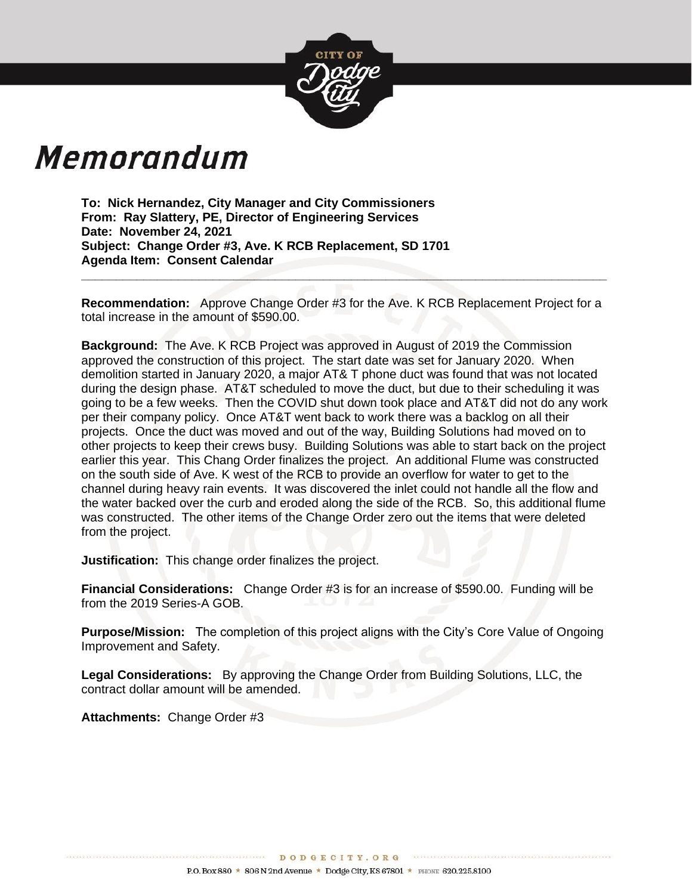# Memorandum

**To: Nick Hernandez, City Manager and City Commissioners**
**From: Ray Slattery, PE, Director of Engineering Services**
**Date: November 24, 2021**
**Subject: Change Order #3, Ave. K RCB Replacement, SD 1701**
**Agenda Item: Consent Calendar**

---

**Recommendation:** Approve Change Order #3 for the Ave. K RCB Replacement Project for a total increase in the amount of $590.00.

**Background:** The Ave. K RCB Project was approved in August of 2019 the Commission approved the construction of this project. The start date was set for January 2020. When demolition started in January 2020, a major AT& T phone duct was found that was not located during the design phase. AT&T scheduled to move the duct, but due to their scheduling it was going to be a few weeks. Then the COVID shut down took place and AT&T did not do any work per their company policy. Once AT&T went back to work there was a backlog on all their projects. Once the duct was moved and out of the way, Building Solutions had moved on to other projects to keep their crews busy. Building Solutions was able to start back on the project earlier this year. This Chang Order finalizes the project. An additional Flume was constructed on the south side of Ave. K west of the RCB to provide an overflow for water to get to the channel during heavy rain events. It was discovered the inlet could not handle all the flow and the water backed over the curb and eroded along the side of the RCB. So, this additional flume was constructed. The other items of the Change Order zero out the items that were deleted from the project.

**Justification:** This change order finalizes the project.

**Financial Considerations:** Change Order #3 is for an increase of $590.00. Funding will be from the 2019 Series-A GOB.

**Purpose/Mission:** The completion of this project aligns with the City's Core Value of Ongoing Improvement and Safety.

**Legal Considerations:** By approving the Change Order from Building Solutions, LLC, the contract dollar amount will be amended.

**Attachments:** Change Order #3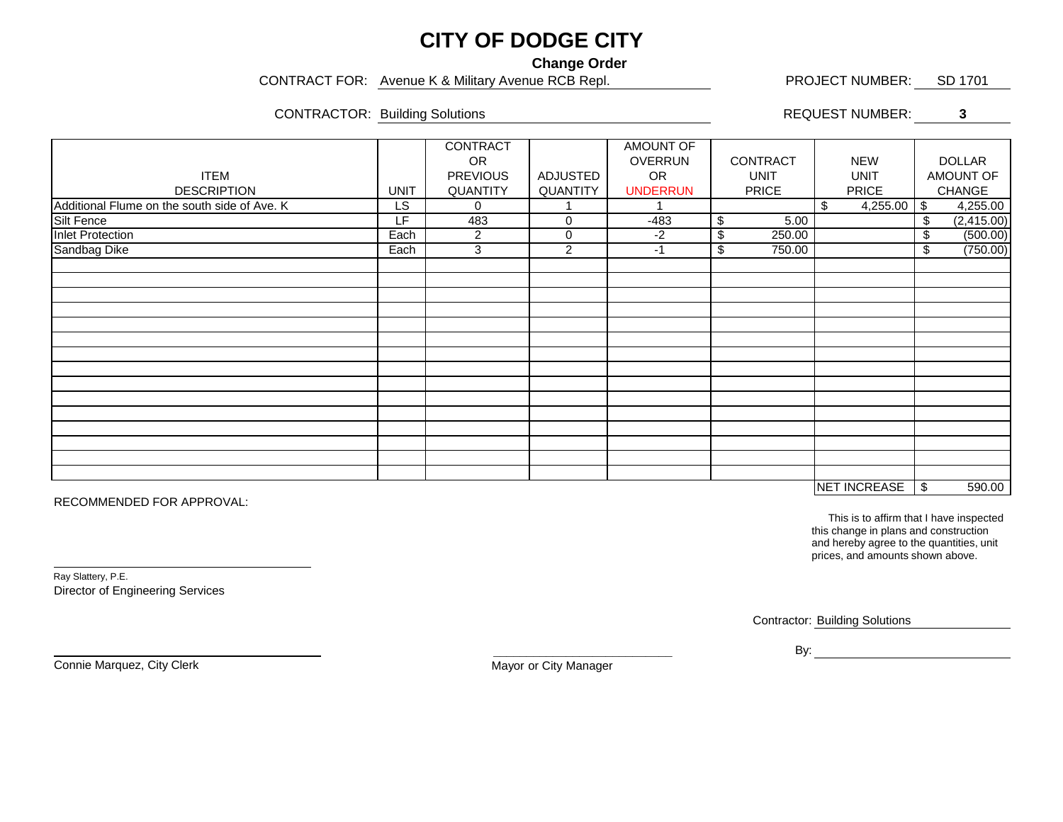# CITY OF DODGE CITY

## Change Order

CONTRACT FOR: Avenue K & Military Avenue RCB Repl. PROJECT NUMBER: SD 1701

CONTRACTOR: Building Solutions REQUEST NUMBER: **3**

| ITEM DESCRIPTION | UNIT | CONTRACT OR PREVIOUS QUANTITY | ADJUSTED QUANTITY | AMOUNT OF OVERRUN OR UNDERRUN | CONTRACT UNIT PRICE | NEW UNIT PRICE | DOLLAR AMOUNT OF CHANGE |
|---|---|---|---|---|---|---|---|
| Additional Flume on the south side of Ave. K | LS | 0 | 1 | 1 | | $ 4,255.00 | $ 4,255.00 |
| Silt Fence | LF | 483 | 0 | -483 | $ 5.00 | | $ (2,415.00) |
| Inlet Protection | Each | 2 | 0 | -2 | $ 250.00 | | $ (500.00) |
| Sandbag Dike | Each | 3 | 2 | -1 | $ 750.00 | | $ (750.00) |
| | | | | | | NET INCREASE | $ 590.00 |

RECOMMENDED FOR APPROVAL:

This is to affirm that I have inspected this change in plans and construction and hereby agree to the quantities, unit prices, and amounts shown above.

Ray Slattery, P.E.
Director of Engineering Services

Contractor: Building Solutions

By: ______________________

Connie Marquez, City Clerk

Mayor or City Manager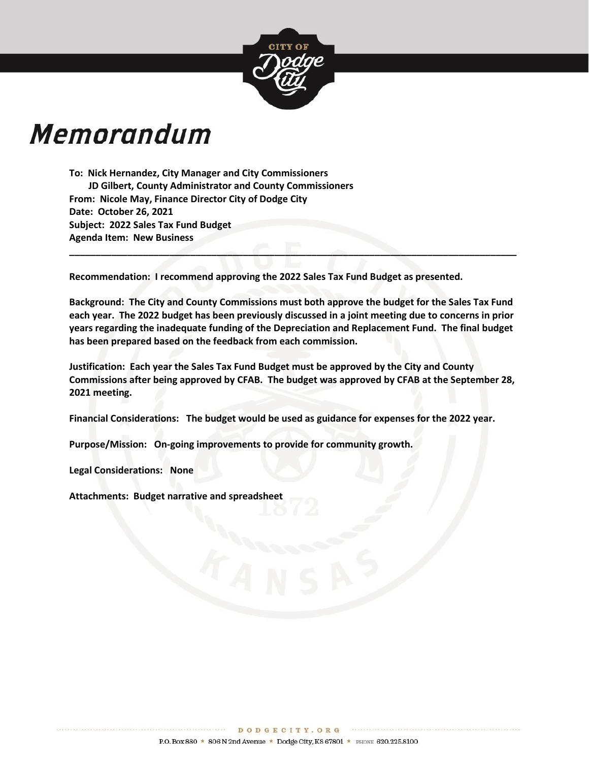# Memorandum

**To: Nick Hernandez, City Manager and City Commissioners**
**JD Gilbert, County Administrator and County Commissioners**
**From: Nicole May, Finance Director City of Dodge City**
**Date: October 26, 2021**
**Subject: 2022 Sales Tax Fund Budget**
**Agenda Item: New Business**

---

**Recommendation: I recommend approving the 2022 Sales Tax Fund Budget as presented.**

**Background: The City and County Commissions must both approve the budget for the Sales Tax Fund each year. The 2022 budget has been previously discussed in a joint meeting due to concerns in prior years regarding the inadequate funding of the Depreciation and Replacement Fund. The final budget has been prepared based on the feedback from each commission.**

**Justification: Each year the Sales Tax Fund Budget must be approved by the City and County Commissions after being approved by CFAB. The budget was approved by CFAB at the September 28, 2021 meeting.**

**Financial Considerations: The budget would be used as guidance for expenses for the 2022 year.**

**Purpose/Mission: On-going improvements to provide for community growth.**

**Legal Considerations: None**

**Attachments: Budget narrative and spreadsheet**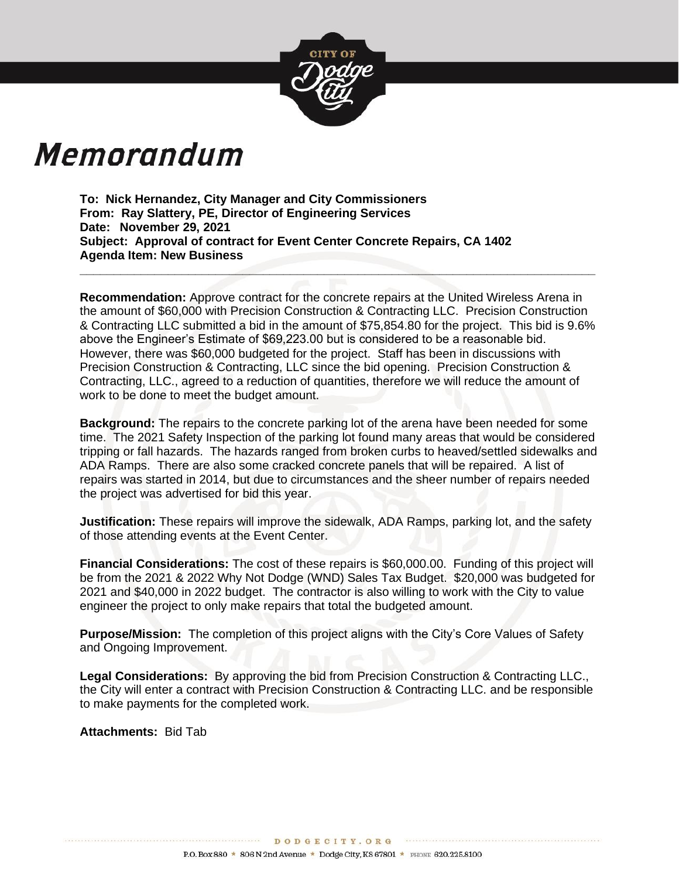# Memorandum

**To: Nick Hernandez, City Manager and City Commissioners**
**From: Ray Slattery, PE, Director of Engineering Services**
**Date: November 29, 2021**
**Subject: Approval of contract for Event Center Concrete Repairs, CA 1402**
**Agenda Item: New Business**

---

**Recommendation:** Approve contract for the concrete repairs at the United Wireless Arena in the amount of $60,000 with Precision Construction & Contracting LLC. Precision Construction & Contracting LLC submitted a bid in the amount of $75,854.80 for the project. This bid is 9.6% above the Engineer's Estimate of $69,223.00 but is considered to be a reasonable bid. However, there was $60,000 budgeted for the project. Staff has been in discussions with Precision Construction & Contracting, LLC since the bid opening. Precision Construction & Contracting, LLC., agreed to a reduction of quantities, therefore we will reduce the amount of work to be done to meet the budget amount.

**Background:** The repairs to the concrete parking lot of the arena have been needed for some time. The 2021 Safety Inspection of the parking lot found many areas that would be considered tripping or fall hazards. The hazards ranged from broken curbs to heaved/settled sidewalks and ADA Ramps. There are also some cracked concrete panels that will be repaired. A list of repairs was started in 2014, but due to circumstances and the sheer number of repairs needed the project was advertised for bid this year.

**Justification:** These repairs will improve the sidewalk, ADA Ramps, parking lot, and the safety of those attending events at the Event Center.

**Financial Considerations:** The cost of these repairs is $60,000.00. Funding of this project will be from the 2021 & 2022 Why Not Dodge (WND) Sales Tax Budget. $20,000 was budgeted for 2021 and $40,000 in 2022 budget. The contractor is also willing to work with the City to value engineer the project to only make repairs that total the budgeted amount.

**Purpose/Mission:** The completion of this project aligns with the City's Core Values of Safety and Ongoing Improvement.

**Legal Considerations:** By approving the bid from Precision Construction & Contracting LLC., the City will enter a contract with Precision Construction & Contracting LLC. and be responsible to make payments for the completed work.

**Attachments:** Bid Tab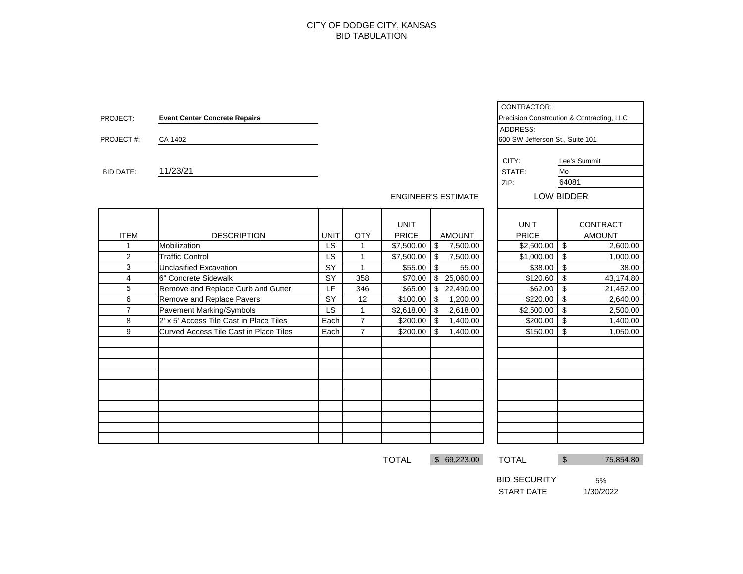# CITY OF DODGE CITY, KANSAS
## BID TABULATION

PROJECT: **Event Center Concrete Repairs**

PROJECT #: CA 1402

BID DATE: 11/23/21

CONTRACTOR: Precision Constrcution & Contracting, LLC

ADDRESS: 600 SW Jefferson St., Suite 101

CITY: Lee's Summit

STATE: Mo

ZIP: 64081

| | | | | ENGINEER'S ESTIMATE | | LOW BIDDER | |
|---|---|---|---|---|---|---|---|
| ITEM | DESCRIPTION | UNIT | QTY | UNIT PRICE | AMOUNT | UNIT PRICE | CONTRACT AMOUNT |
| 1 | Mobilization | LS | 1 | $7,500.00 | $ 7,500.00 | $2,600.00 | $ 2,600.00 |
| 2 | Traffic Control | LS | 1 | $7,500.00 | $ 7,500.00 | $1,000.00 | $ 1,000.00 |
| 3 | Unclasified Excavation | SY | 1 | $55.00 | $ 55.00 | $38.00 | $ 38.00 |
| 4 | 6" Concrete Sidewalk | SY | 358 | $70.00 | $ 25,060.00 | $120.60 | $ 43,174.80 |
| 5 | Remove and Replace Curb and Gutter | LF | 346 | $65.00 | $ 22,490.00 | $62.00 | $ 21,452.00 |
| 6 | Remove and Replace Pavers | SY | 12 | $100.00 | $ 1,200.00 | $220.00 | $ 2,640.00 |
| 7 | Pavement Marking/Symbols | LS | 1 | $2,618.00 | $ 2,618.00 | $2,500.00 | $ 2,500.00 |
| 8 | 2' x 5' Access Tile Cast in Place Tiles | Each | 7 | $200.00 | $ 1,400.00 | $200.00 | $ 1,400.00 |
| 9 | Curved Access Tile Cast in Place Tiles | Each | 7 | $200.00 | $ 1,400.00 | $150.00 | $ 1,050.00 |
| | | | | TOTAL | $ 69,223.00 | TOTAL | $ 75,854.80 |

BID SECURITY: 5%

START DATE: 1/30/2022